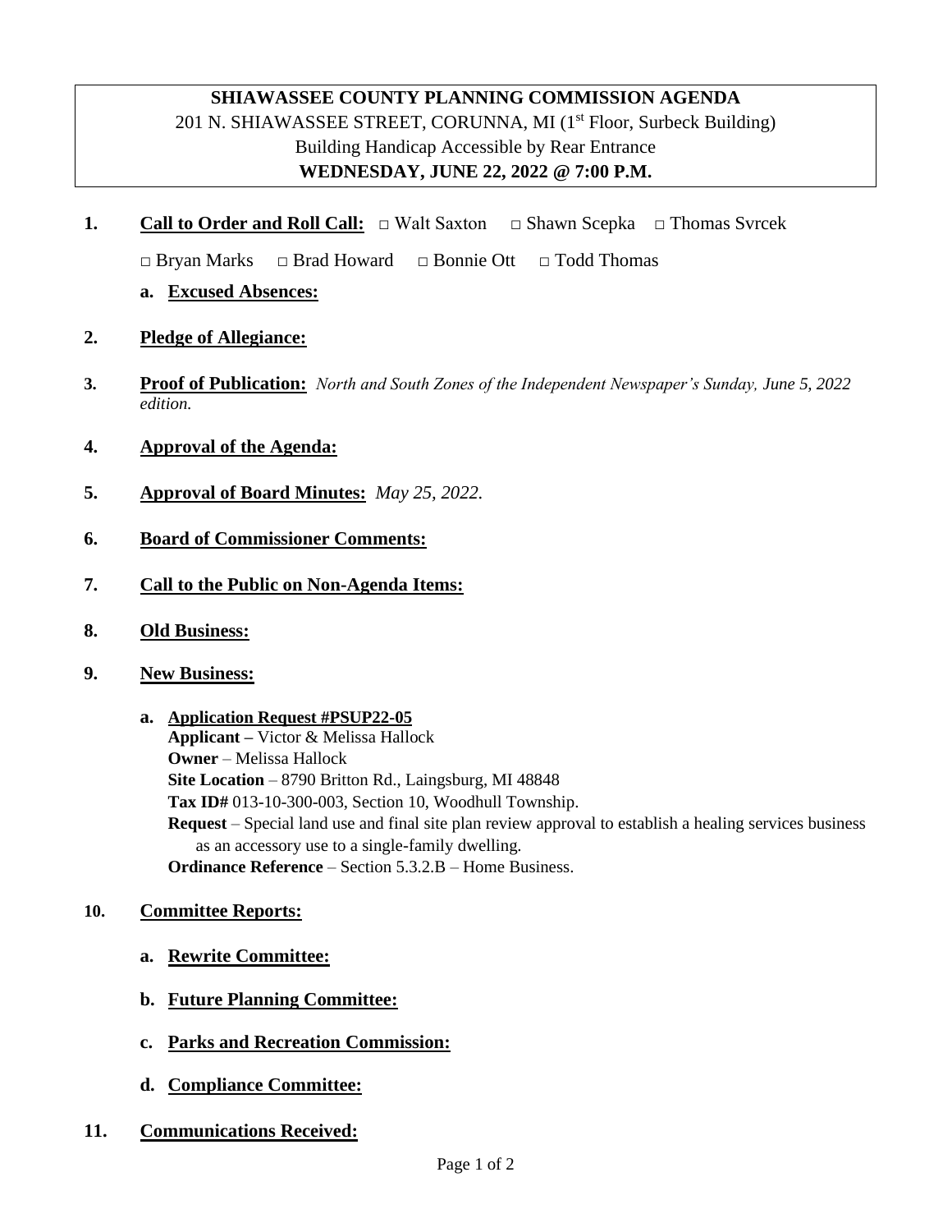# SHIAWASSEE COUNTY PLANNING COMMISSION AGENDA

201 N. SHIAWASSEE STREET, CORUNNA, MI (1st Floor, Surbeck Building)
Building Handicap Accessible by Rear Entrance
**WEDNESDAY, JUNE 22, 2022 @ 7:00 P.M.**

1. **Call to Order and Roll Call:** □ Walt Saxton □ Shawn Scepka □ Thomas Svrcek □ Bryan Marks □ Brad Howard □ Bonnie Ott □ Todd Thomas
   a. **Excused Absences:**
2. **Pledge of Allegiance:**
3. **Proof of Publication:** *North and South Zones of the Independent Newspaper's Sunday, June 5, 2022 edition.*
4. **Approval of the Agenda:**
5. **Approval of Board Minutes:** *May 25, 2022.*
6. **Board of Commissioner Comments:**
7. **Call to the Public on Non-Agenda Items:**
8. **Old Business:**
9. **New Business:**
   a. **Application Request #PSUP22-05**
      **Applicant –** Victor & Melissa Hallock
      **Owner** – Melissa Hallock
      **Site Location** – 8790 Britton Rd., Laingsburg, MI 48848
      **Tax ID#** 013-10-300-003, Section 10, Woodhull Township.
      **Request** – Special land use and final site plan review approval to establish a healing services business as an accessory use to a single-family dwelling.
      **Ordinance Reference** – Section 5.3.2.B – Home Business.
10. **Committee Reports:**
    a. **Rewrite Committee:**
    b. **Future Planning Committee:**
    c. **Parks and Recreation Commission:**
    d. **Compliance Committee:**
11. **Communications Received:**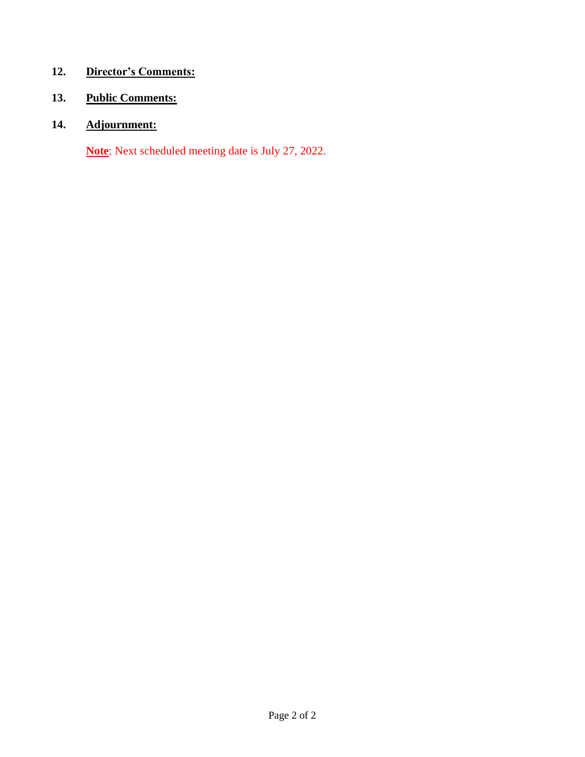**12. Director's Comments:**

**13. Public Comments:**

**14. Adjournment:**

**Note**: Next scheduled meeting date is July 27, 2022.